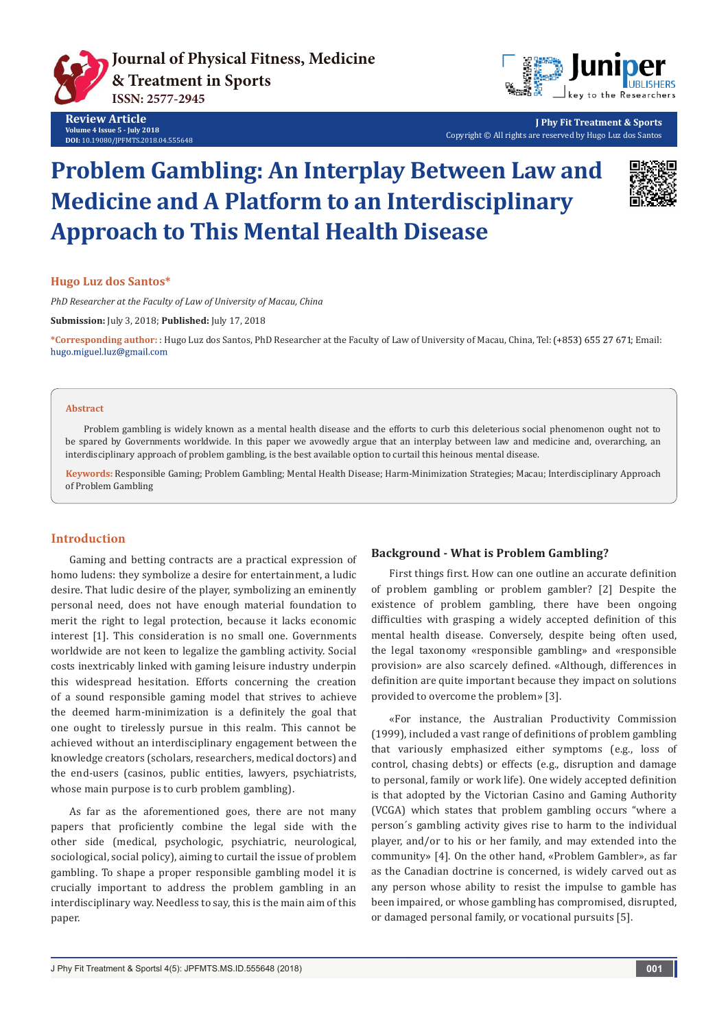Review Article
Volume 4 Issue 5 - July 2018
DOI: 10.19080/JPFMTS.2018.04.555648

J Phy Fit Treatment & Sports
Copyright © All rights are reserved by Hugo Luz dos Santos

# Problem Gambling: An Interplay Between Law and Medicine and A Platform to an Interdisciplinary Approach to This Mental Health Disease

**Hugo Luz dos Santos***

*PhD Researcher at the Faculty of Law of University of Macau, China*

**Submission:** July 3, 2018; **Published:** July 17, 2018

***Corresponding author:** : Hugo Luz dos Santos, PhD Researcher at the Faculty of Law of University of Macau, China, Tel: (+853) 655 27 671; Email: hugo.miguel.luz@gmail.com

## Abstract

Problem gambling is widely known as a mental health disease and the efforts to curb this deleterious social phenomenon ought not to be spared by Governments worldwide. In this paper we avowedly argue that an interplay between law and medicine and, overarching, an interdisciplinary approach of problem gambling, is the best available option to curtail this heinous mental disease.

**Keywords:** Responsible Gaming; Problem Gambling; Mental Health Disease; Harm-Minimization Strategies; Macau; Interdisciplinary Approach of Problem Gambling

## Introduction

Gaming and betting contracts are a practical expression of homo ludens: they symbolize a desire for entertainment, a ludic desire. That ludic desire of the player, symbolizing an eminently personal need, does not have enough material foundation to merit the right to legal protection, because it lacks economic interest [1]. This consideration is no small one. Governments worldwide are not keen to legalize the gambling activity. Social costs inextricably linked with gaming leisure industry underpin this widespread hesitation. Efforts concerning the creation of a sound responsible gaming model that strives to achieve the deemed harm-minimization is a definitely the goal that one ought to tirelessly pursue in this realm. This cannot be achieved without an interdisciplinary engagement between the knowledge creators (scholars, researchers, medical doctors) and the end-users (casinos, public entities, lawyers, psychiatrists, whose main purpose is to curb problem gambling).

As far as the aforementioned goes, there are not many papers that proficiently combine the legal side with the other side (medical, psychologic, psychiatric, neurological, sociological, social policy), aiming to curtail the issue of problem gambling. To shape a proper responsible gambling model it is crucially important to address the problem gambling in an interdisciplinary way. Needless to say, this is the main aim of this paper.

### Background - What is Problem Gambling?

First things first. How can one outline an accurate definition of problem gambling or problem gambler? [2] Despite the existence of problem gambling, there have been ongoing difficulties with grasping a widely accepted definition of this mental health disease. Conversely, despite being often used, the legal taxonomy «responsible gambling» and «responsible provision» are also scarcely defined. «Although, differences in definition are quite important because they impact on solutions provided to overcome the problem» [3].

«For instance, the Australian Productivity Commission (1999), included a vast range of definitions of problem gambling that variously emphasized either symptoms (e.g., loss of control, chasing debts) or effects (e.g., disruption and damage to personal, family or work life). One widely accepted definition is that adopted by the Victorian Casino and Gaming Authority (VCGA) which states that problem gambling occurs "where a person´s gambling activity gives rise to harm to the individual player, and/or to his or her family, and may extended into the community» [4]. On the other hand, «Problem Gambler», as far as the Canadian doctrine is concerned, is widely carved out as any person whose ability to resist the impulse to gamble has been impaired, or whose gambling has compromised, disrupted, or damaged personal family, or vocational pursuits [5].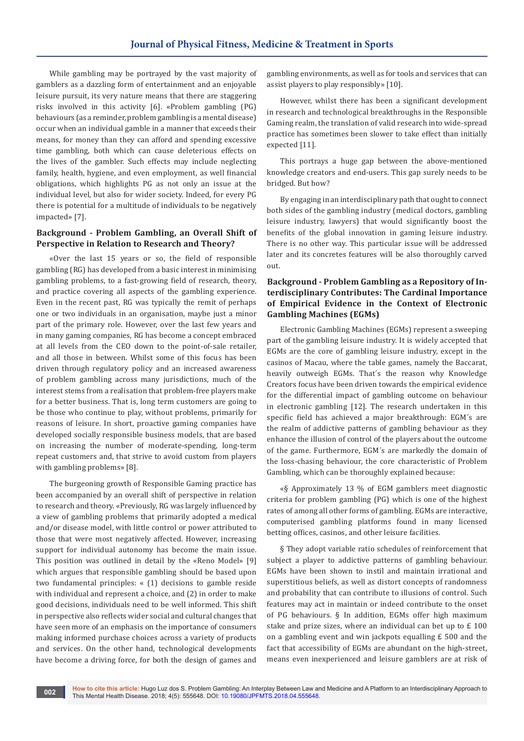While gambling may be portrayed by the vast majority of gamblers as a dazzling form of entertainment and an enjoyable leisure pursuit, its very nature means that there are staggering risks involved in this activity [6]. «Problem gambling (PG) behaviours (as a reminder, problem gambling is a mental disease) occur when an individual gamble in a manner that exceeds their means, for money than they can afford and spending excessive time gambling, both which can cause deleterious effects on the lives of the gambler. Such effects may include neglecting family, health, hygiene, and even employment, as well financial obligations, which highlights PG as not only an issue at the individual level, but also for wider society. Indeed, for every PG there is potential for a multitude of individuals to be negatively impacted» [7].

## Background - Problem Gambling, an Overall Shift of Perspective in Relation to Research and Theory?

«Over the last 15 years or so, the field of responsible gambling (RG) has developed from a basic interest in minimising gambling problems, to a fast-growing field of research, theory, and practice covering all aspects of the gambling experience. Even in the recent past, RG was typically the remit of perhaps one or two individuals in an organisation, maybe just a minor part of the primary role. However, over the last few years and in many gaming companies, RG has become a concept embraced at all levels from the CEO down to the point-of-sale retailer, and all those in between. Whilst some of this focus has been driven through regulatory policy and an increased awareness of problem gambling across many jurisdictions, much of the interest stems from a realisation that problem-free players make for a better business. That is, long term customers are going to be those who continue to play, without problems, primarily for reasons of leisure. In short, proactive gaming companies have developed socially responsible business models, that are based on increasing the number of moderate-spending, long-term repeat customers and, that strive to avoid custom from players with gambling problems» [8].

The burgeoning growth of Responsible Gaming practice has been accompanied by an overall shift of perspective in relation to research and theory. «Previously, RG was largely influenced by a view of gambling problems that primarily adopted a medical and/or disease model, with little control or power attributed to those that were most negatively affected. However, increasing support for individual autonomy has become the main issue. This position was outlined in detail by the «Reno Model» [9] which argues that responsible gambling should be based upon two fundamental principles: « (1) decisions to gamble reside with individual and represent a choice, and (2) in order to make good decisions, individuals need to be well informed. This shift in perspective also reflects wider social and cultural changes that have seen more of an emphasis on the importance of consumers making informed purchase choices across a variety of products and services. On the other hand, technological developments have become a driving force, for both the design of games and gambling environments, as well as for tools and services that can assist players to play responsibly» [10].

However, whilst there has been a significant development in research and technological breakthroughs in the Responsible Gaming realm, the translation of valid research into wide-spread practice has sometimes been slower to take effect than initially expected [11].

This portrays a huge gap between the above-mentioned knowledge creators and end-users. This gap surely needs to be bridged. But how?

By engaging in an interdisciplinary path that ought to connect both sides of the gambling industry (medical doctors, gambling leisure industry, lawyers) that would significantly boost the benefits of the global innovation in gaming leisure industry. There is no other way. This particular issue will be addressed later and its concretes features will be also thoroughly carved out.

## Background - Problem Gambling as a Repository of Interdisciplinary Contributes: The Cardinal Importance of Empirical Evidence in the Context of Electronic Gambling Machines (EGMs)

Electronic Gambling Machines (EGMs) represent a sweeping part of the gambling leisure industry. It is widely accepted that EGMs are the core of gambling leisure industry, except in the casinos of Macau, where the table games, namely the Baccarat, heavily outweigh EGMs. That´s the reason why Knowledge Creators focus have been driven towards the empirical evidence for the differential impact of gambling outcome on behaviour in electronic gambling [12]. The research undertaken in this specific field has achieved a major breakthrough: EGM´s are the realm of addictive patterns of gambling behaviour as they enhance the illusion of control of the players about the outcome of the game. Furthermore, EGM´s are markedly the domain of the loss-chasing behaviour, the core characteristic of Problem Gambling, which can be thoroughly explained because:

«§ Approximately 13 % of EGM gamblers meet diagnostic criteria for problem gambling (PG) which is one of the highest rates of among all other forms of gambling. EGMs are interactive, computerised gambling platforms found in many licensed betting offices, casinos, and other leisure facilities.

§ They adopt variable ratio schedules of reinforcement that subject a player to addictive patterns of gambling behaviour. EGMs have been shown to instil and maintain irrational and superstitious beliefs, as well as distort concepts of randomness and probability that can contribute to illusions of control. Such features may act in maintain or indeed contribute to the onset of PG behaviours. § In addition, EGMs offer high maximum stake and prize sizes, where an individual can bet up to £ 100 on a gambling event and win jackpots equalling £ 500 and the fact that accessibility of EGMs are abundant on the high-street, means even inexperienced and leisure gamblers are at risk of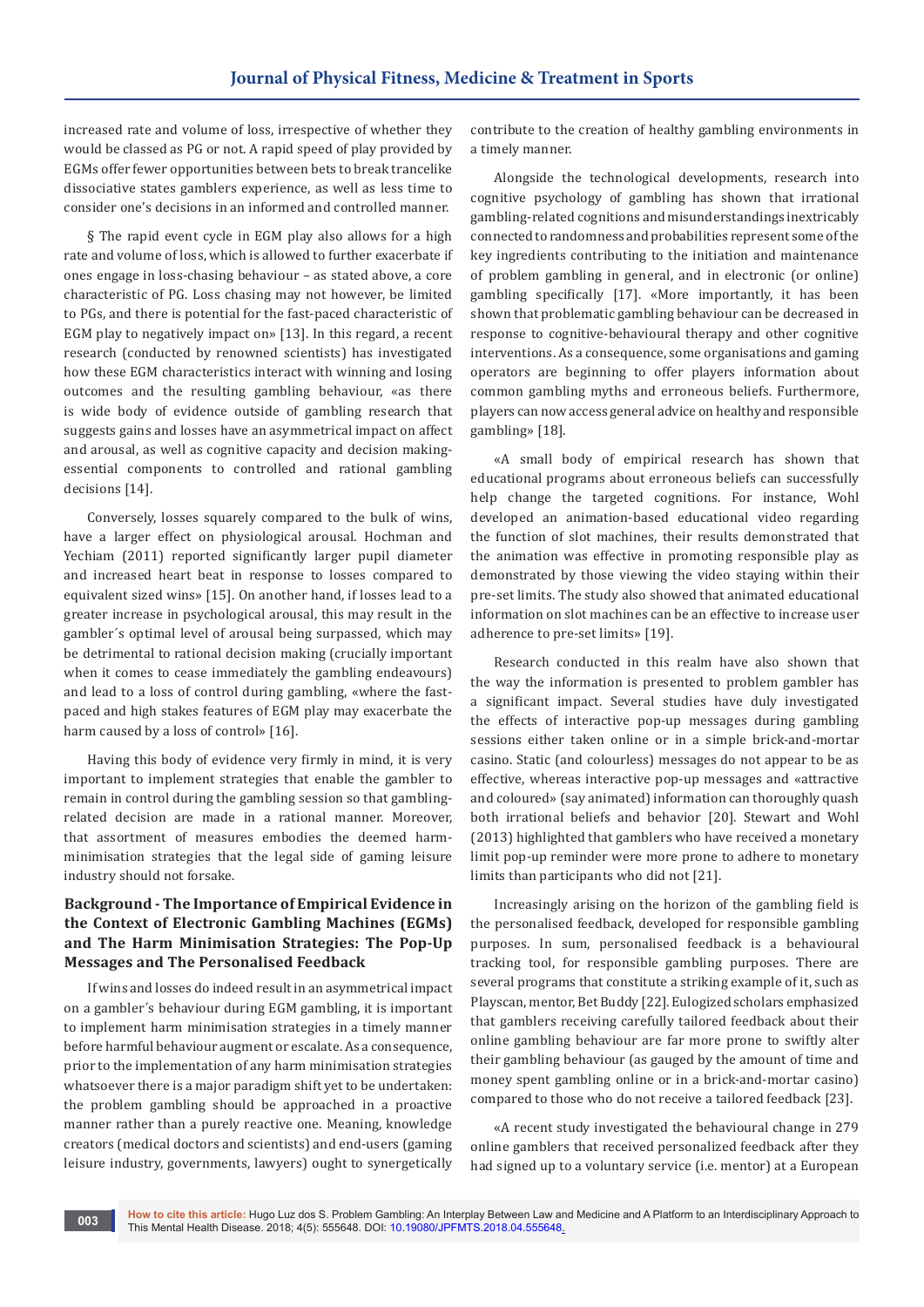increased rate and volume of loss, irrespective of whether they would be classed as PG or not. A rapid speed of play provided by EGMs offer fewer opportunities between bets to break trancelike dissociative states gamblers experience, as well as less time to consider one's decisions in an informed and controlled manner.

§ The rapid event cycle in EGM play also allows for a high rate and volume of loss, which is allowed to further exacerbate if ones engage in loss-chasing behaviour – as stated above, a core characteristic of PG. Loss chasing may not however, be limited to PGs, and there is potential for the fast-paced characteristic of EGM play to negatively impact on» [13]. In this regard, a recent research (conducted by renowned scientists) has investigated how these EGM characteristics interact with winning and losing outcomes and the resulting gambling behaviour, «as there is wide body of evidence outside of gambling research that suggests gains and losses have an asymmetrical impact on affect and arousal, as well as cognitive capacity and decision making-essential components to controlled and rational gambling decisions [14].

Conversely, losses squarely compared to the bulk of wins, have a larger effect on physiological arousal. Hochman and Yechiam (2011) reported significantly larger pupil diameter and increased heart beat in response to losses compared to equivalent sized wins» [15]. On another hand, if losses lead to a greater increase in psychological arousal, this may result in the gambler´s optimal level of arousal being surpassed, which may be detrimental to rational decision making (crucially important when it comes to cease immediately the gambling endeavours) and lead to a loss of control during gambling, «where the fast-paced and high stakes features of EGM play may exacerbate the harm caused by a loss of control» [16].

Having this body of evidence very firmly in mind, it is very important to implement strategies that enable the gambler to remain in control during the gambling session so that gambling-related decision are made in a rational manner. Moreover, that assortment of measures embodies the deemed harm-minimisation strategies that the legal side of gaming leisure industry should not forsake.

## Background - The Importance of Empirical Evidence in the Context of Electronic Gambling Machines (EGMs) and The Harm Minimisation Strategies: The Pop-Up Messages and The Personalised Feedback

If wins and losses do indeed result in an asymmetrical impact on a gambler´s behaviour during EGM gambling, it is important to implement harm minimisation strategies in a timely manner before harmful behaviour augment or escalate. As a consequence, prior to the implementation of any harm minimisation strategies whatsoever there is a major paradigm shift yet to be undertaken: the problem gambling should be approached in a proactive manner rather than a purely reactive one. Meaning, knowledge creators (medical doctors and scientists) and end-users (gaming leisure industry, governments, lawyers) ought to synergetically contribute to the creation of healthy gambling environments in a timely manner.

Alongside the technological developments, research into cognitive psychology of gambling has shown that irrational gambling-related cognitions and misunderstandings inextricably connected to randomness and probabilities represent some of the key ingredients contributing to the initiation and maintenance of problem gambling in general, and in electronic (or online) gambling specifically [17]. «More importantly, it has been shown that problematic gambling behaviour can be decreased in response to cognitive-behavioural therapy and other cognitive interventions. As a consequence, some organisations and gaming operators are beginning to offer players information about common gambling myths and erroneous beliefs. Furthermore, players can now access general advice on healthy and responsible gambling» [18].

«A small body of empirical research has shown that educational programs about erroneous beliefs can successfully help change the targeted cognitions. For instance, Wohl developed an animation-based educational video regarding the function of slot machines, their results demonstrated that the animation was effective in promoting responsible play as demonstrated by those viewing the video staying within their pre-set limits. The study also showed that animated educational information on slot machines can be an effective to increase user adherence to pre-set limits» [19].

Research conducted in this realm have also shown that the way the information is presented to problem gambler has a significant impact. Several studies have duly investigated the effects of interactive pop-up messages during gambling sessions either taken online or in a simple brick-and-mortar casino. Static (and colourless) messages do not appear to be as effective, whereas interactive pop-up messages and «attractive and coloured» (say animated) information can thoroughly quash both irrational beliefs and behavior [20]. Stewart and Wohl (2013) highlighted that gamblers who have received a monetary limit pop-up reminder were more prone to adhere to monetary limits than participants who did not [21].

Increasingly arising on the horizon of the gambling field is the personalised feedback, developed for responsible gambling purposes. In sum, personalised feedback is a behavioural tracking tool, for responsible gambling purposes. There are several programs that constitute a striking example of it, such as Playscan, mentor, Bet Buddy [22]. Eulogized scholars emphasized that gamblers receiving carefully tailored feedback about their online gambling behaviour are far more prone to swiftly alter their gambling behaviour (as gauged by the amount of time and money spent gambling online or in a brick-and-mortar casino) compared to those who do not receive a tailored feedback [23].

«A recent study investigated the behavioural change in 279 online gamblers that received personalized feedback after they had signed up to a voluntary service (i.e. mentor) at a European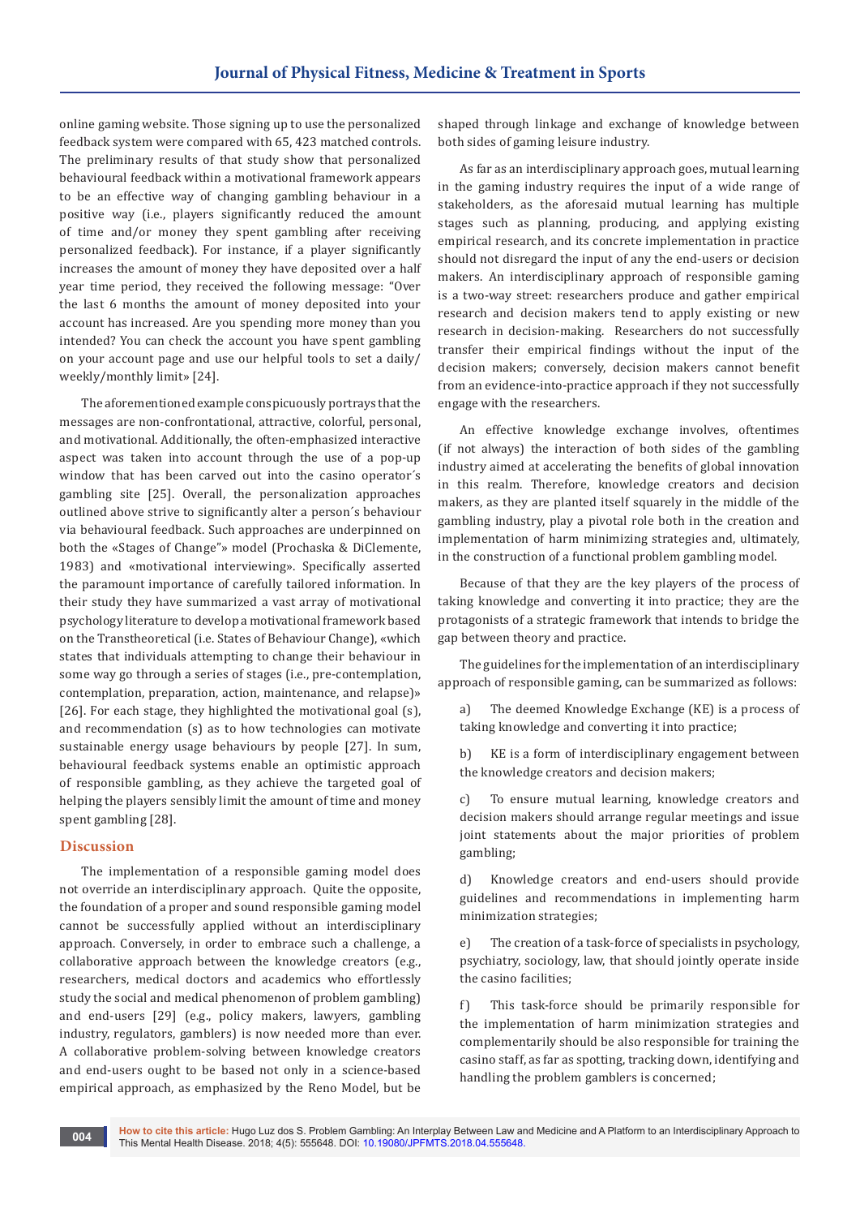online gaming website. Those signing up to use the personalized feedback system were compared with 65, 423 matched controls. The preliminary results of that study show that personalized behavioural feedback within a motivational framework appears to be an effective way of changing gambling behaviour in a positive way (i.e., players significantly reduced the amount of time and/or money they spent gambling after receiving personalized feedback). For instance, if a player significantly increases the amount of money they have deposited over a half year time period, they received the following message: "Over the last 6 months the amount of money deposited into your account has increased. Are you spending more money than you intended? You can check the account you have spent gambling on your account page and use our helpful tools to set a daily/ weekly/monthly limit» [24].

The aforementioned example conspicuously portrays that the messages are non-confrontational, attractive, colorful, personal, and motivational. Additionally, the often-emphasized interactive aspect was taken into account through the use of a pop-up window that has been carved out into the casino operator´s gambling site [25]. Overall, the personalization approaches outlined above strive to significantly alter a person´s behaviour via behavioural feedback. Such approaches are underpinned on both the «Stages of Change"» model (Prochaska & DiClemente, 1983) and «motivational interviewing». Specifically asserted the paramount importance of carefully tailored information. In their study they have summarized a vast array of motivational psychology literature to develop a motivational framework based on the Transtheoretical (i.e. States of Behaviour Change), «which states that individuals attempting to change their behaviour in some way go through a series of stages (i.e., pre-contemplation, contemplation, preparation, action, maintenance, and relapse)» [26]. For each stage, they highlighted the motivational goal (s), and recommendation (s) as to how technologies can motivate sustainable energy usage behaviours by people [27]. In sum, behavioural feedback systems enable an optimistic approach of responsible gambling, as they achieve the targeted goal of helping the players sensibly limit the amount of time and money spent gambling [28].

## Discussion

The implementation of a responsible gaming model does not override an interdisciplinary approach. Quite the opposite, the foundation of a proper and sound responsible gaming model cannot be successfully applied without an interdisciplinary approach. Conversely, in order to embrace such a challenge, a collaborative approach between the knowledge creators (e.g., researchers, medical doctors and academics who effortlessly study the social and medical phenomenon of problem gambling) and end-users [29] (e.g., policy makers, lawyers, gambling industry, regulators, gamblers) is now needed more than ever. A collaborative problem-solving between knowledge creators and end-users ought to be based not only in a science-based empirical approach, as emphasized by the Reno Model, but be shaped through linkage and exchange of knowledge between both sides of gaming leisure industry.

As far as an interdisciplinary approach goes, mutual learning in the gaming industry requires the input of a wide range of stakeholders, as the aforesaid mutual learning has multiple stages such as planning, producing, and applying existing empirical research, and its concrete implementation in practice should not disregard the input of any the end-users or decision makers. An interdisciplinary approach of responsible gaming is a two-way street: researchers produce and gather empirical research and decision makers tend to apply existing or new research in decision-making. Researchers do not successfully transfer their empirical findings without the input of the decision makers; conversely, decision makers cannot benefit from an evidence-into-practice approach if they not successfully engage with the researchers.

An effective knowledge exchange involves, oftentimes (if not always) the interaction of both sides of the gambling industry aimed at accelerating the benefits of global innovation in this realm. Therefore, knowledge creators and decision makers, as they are planted itself squarely in the middle of the gambling industry, play a pivotal role both in the creation and implementation of harm minimizing strategies and, ultimately, in the construction of a functional problem gambling model.

Because of that they are the key players of the process of taking knowledge and converting it into practice; they are the protagonists of a strategic framework that intends to bridge the gap between theory and practice.

The guidelines for the implementation of an interdisciplinary approach of responsible gaming, can be summarized as follows:

a) The deemed Knowledge Exchange (KE) is a process of taking knowledge and converting it into practice;

b) KE is a form of interdisciplinary engagement between the knowledge creators and decision makers;

c) To ensure mutual learning, knowledge creators and decision makers should arrange regular meetings and issue joint statements about the major priorities of problem gambling;

d) Knowledge creators and end-users should provide guidelines and recommendations in implementing harm minimization strategies;

e) The creation of a task-force of specialists in psychology, psychiatry, sociology, law, that should jointly operate inside the casino facilities;

f) This task-force should be primarily responsible for the implementation of harm minimization strategies and complementarily should be also responsible for training the casino staff, as far as spotting, tracking down, identifying and handling the problem gamblers is concerned;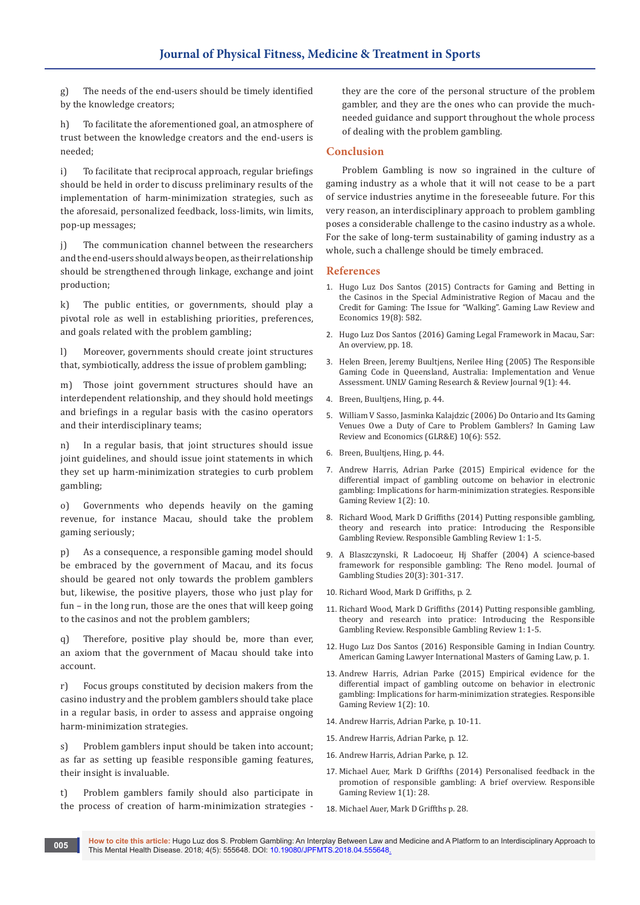g) The needs of the end-users should be timely identified by the knowledge creators;

h) To facilitate the aforementioned goal, an atmosphere of trust between the knowledge creators and the end-users is needed;

i) To facilitate that reciprocal approach, regular briefings should be held in order to discuss preliminary results of the implementation of harm-minimization strategies, such as the aforesaid, personalized feedback, loss-limits, win limits, pop-up messages;

j) The communication channel between the researchers and the end-users should always be open, as their relationship should be strengthened through linkage, exchange and joint production;

k) The public entities, or governments, should play a pivotal role as well in establishing priorities, preferences, and goals related with the problem gambling;

l) Moreover, governments should create joint structures that, symbiotically, address the issue of problem gambling;

m) Those joint government structures should have an interdependent relationship, and they should hold meetings and briefings in a regular basis with the casino operators and their interdisciplinary teams;

n) In a regular basis, that joint structures should issue joint guidelines, and should issue joint statements in which they set up harm-minimization strategies to curb problem gambling;

o) Governments who depends heavily on the gaming revenue, for instance Macau, should take the problem gaming seriously;

p) As a consequence, a responsible gaming model should be embraced by the government of Macau, and its focus should be geared not only towards the problem gamblers but, likewise, the positive players, those who just play for fun – in the long run, those are the ones that will keep going to the casinos and not the problem gamblers;

q) Therefore, positive play should be, more than ever, an axiom that the government of Macau should take into account.

r) Focus groups constituted by decision makers from the casino industry and the problem gamblers should take place in a regular basis, in order to assess and appraise ongoing harm-minimization strategies.

s) Problem gamblers input should be taken into account; as far as setting up feasible responsible gaming features, their insight is invaluable.

t) Problem gamblers family should also participate in the process of creation of harm-minimization strategies - they are the core of the personal structure of the problem gambler, and they are the ones who can provide the much-needed guidance and support throughout the whole process of dealing with the problem gambling.

## Conclusion

Problem Gambling is now so ingrained in the culture of gaming industry as a whole that it will not cease to be a part of service industries anytime in the foreseeable future. For this very reason, an interdisciplinary approach to problem gambling poses a considerable challenge to the casino industry as a whole. For the sake of long-term sustainability of gaming industry as a whole, such a challenge should be timely embraced.

## References

1. Hugo Luz Dos Santos (2015) Contracts for Gaming and Betting in the Casinos in the Special Administrative Region of Macau and the Credit for Gaming: The Issue for "Walking". Gaming Law Review and Economics 19(8): 582.
2. Hugo Luz Dos Santos (2016) Gaming Legal Framework in Macau, Sar: An overview, pp. 18.
3. Helen Breen, Jeremy Buultjens, Nerilee Hing (2005) The Responsible Gaming Code in Queensland, Australia: Implementation and Venue Assessment. UNLV Gaming Research & Review Journal 9(1): 44.
4. Breen, Buultjens, Hing, p. 44.
5. William V Sasso, Jasminka Kalajdzic (2006) Do Ontario and Its Gaming Venues Owe a Duty of Care to Problem Gamblers? In Gaming Law Review and Economics (GLR&E) 10(6): 552.
6. Breen, Buultjens, Hing, p. 44.
7. Andrew Harris, Adrian Parke (2015) Empirical evidence for the differential impact of gambling outcome on behavior in electronic gambling: Implications for harm-minimization strategies. Responsible Gaming Review 1(2): 10.
8. Richard Wood, Mark D Griffiths (2014) Putting responsible gambling, theory and research into pratice: Introducing the Responsible Gambling Review. Responsible Gambling Review 1: 1-5.
9. A Blaszczynski, R Ladocoeur, Hj Shaffer (2004) A science-based framework for responsible gambling: The Reno model. Journal of Gambling Studies 20(3): 301-317.
10. Richard Wood, Mark D Griffiths, p. 2.
11. Richard Wood, Mark D Griffiths (2014) Putting responsible gambling, theory and research into pratice: Introducing the Responsible Gambling Review. Responsible Gambling Review 1: 1-5.
12. Hugo Luz Dos Santos (2016) Responsible Gaming in Indian Country. American Gaming Lawyer International Masters of Gaming Law, p. 1.
13. Andrew Harris, Adrian Parke (2015) Empirical evidence for the differential impact of gambling outcome on behavior in electronic gambling: Implications for harm-minimization strategies. Responsible Gaming Review 1(2): 10.
14. Andrew Harris, Adrian Parke, p. 10-11.
15. Andrew Harris, Adrian Parke, p. 12.
16. Andrew Harris, Adrian Parke, p. 12.
17. Michael Auer, Mark D Griffths (2014) Personalised feedback in the promotion of responsible gambling: A brief overview. Responsible Gaming Review 1(1): 28.
18. Michael Auer, Mark D Griffths p. 28.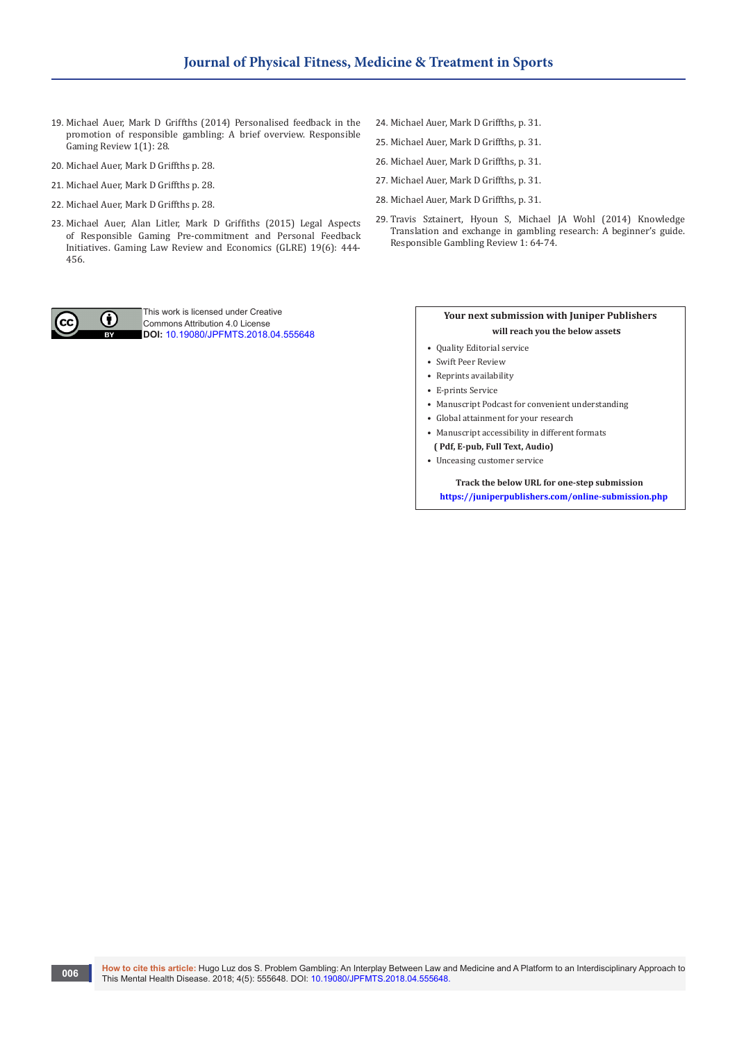19. Michael Auer, Mark D Griffths (2014) Personalised feedback in the promotion of responsible gambling: A brief overview. Responsible Gaming Review 1(1): 28.
20. Michael Auer, Mark D Griffths p. 28.
21. Michael Auer, Mark D Griffths p. 28.
22. Michael Auer, Mark D Griffths p. 28.
23. Michael Auer, Alan Litler, Mark D Griffiths (2015) Legal Aspects of Responsible Gaming Pre-commitment and Personal Feedback Initiatives. Gaming Law Review and Economics (GLRE) 19(6): 444-456.
24. Michael Auer, Mark D Griffths, p. 31.
25. Michael Auer, Mark D Griffths, p. 31.
26. Michael Auer, Mark D Griffths, p. 31.
27. Michael Auer, Mark D Griffths, p. 31.
28. Michael Auer, Mark D Griffths, p. 31.
29. Travis Sztainert, Hyoun S, Michael JA Wohl (2014) Knowledge Translation and exchange in gambling research: A beginner's guide. Responsible Gambling Review 1: 64-74.

This work is licensed under Creative Commons Attribution 4.0 License
**DOI:** 10.19080/JPFMTS.2018.04.555648

**Your next submission with Juniper Publishers**
**will reach you the below assets**

- Quality Editorial service
- Swift Peer Review
- Reprints availability
- E-prints Service
- Manuscript Podcast for convenient understanding
- Global attainment for your research
- Manuscript accessibility in different formats
  **( Pdf, E-pub, Full Text, Audio)**
- Unceasing customer service

**Track the below URL for one-step submission**
**https://juniperpublishers.com/online-submission.php**

**How to cite this article:** Hugo Luz dos S. Problem Gambling: An Interplay Between Law and Medicine and A Platform to an Interdisciplinary Approach to This Mental Health Disease. 2018; 4(5): 555648. DOI: 10.19080/JPFMTS.2018.04.555648.